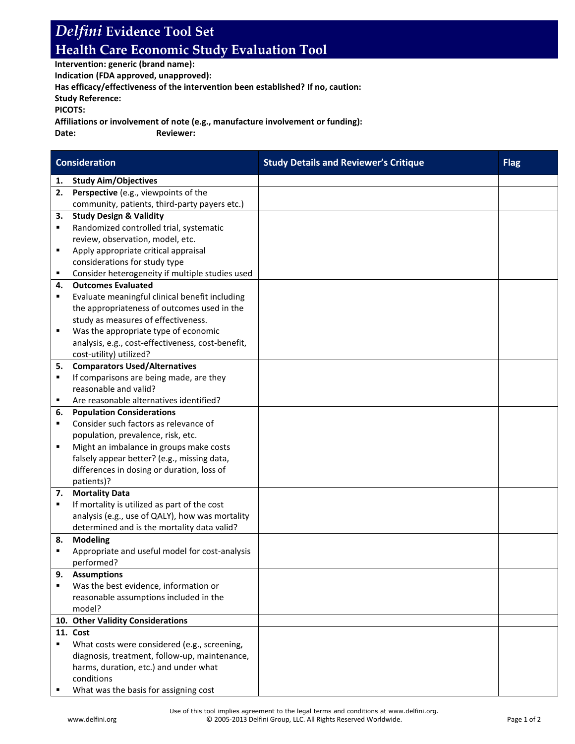# *Delfini* Evidence Tool Set

## Health Care Economic Study Evaluation Tool

**Intervention: generic (brand name):**
**Indication (FDA approved, unapproved):**
**Has efficacy/effectiveness of the intervention been established? If no, caution:**
**Study Reference:**
**PICOTS:**
**Affiliations or involvement of note (e.g., manufacture involvement or funding):**
**Date:** **Reviewer:**

| Consideration | Study Details and Reviewer's Critique | Flag |
|---|---|---|
| **1. Study Aim/Objectives** | | |
| **2. Perspective** (e.g., viewpoints of the community, patients, third-party payers etc.) | | |
| **3. Study Design & Validity**<br>▪ Randomized controlled trial, systematic review, observation, model, etc.<br>▪ Apply appropriate critical appraisal considerations for study type<br>▪ Consider heterogeneity if multiple studies used | | |
| **4. Outcomes Evaluated**<br>▪ Evaluate meaningful clinical benefit including the appropriateness of outcomes used in the study as measures of effectiveness.<br>▪ Was the appropriate type of economic analysis, e.g., cost-effectiveness, cost-benefit, cost-utility) utilized? | | |
| **5. Comparators Used/Alternatives**<br>▪ If comparisons are being made, are they reasonable and valid?<br>▪ Are reasonable alternatives identified? | | |
| **6. Population Considerations**<br>▪ Consider such factors as relevance of population, prevalence, risk, etc.<br>▪ Might an imbalance in groups make costs falsely appear better? (e.g., missing data, differences in dosing or duration, loss of patients)? | | |
| **7. Mortality Data**<br>▪ If mortality is utilized as part of the cost analysis (e.g., use of QALY), how was mortality determined and is the mortality data valid? | | |
| **8. Modeling**<br>▪ Appropriate and useful model for cost-analysis performed? | | |
| **9. Assumptions**<br>▪ Was the best evidence, information or reasonable assumptions included in the model? | | |
| **10. Other Validity Considerations** | | |
| **11. Cost**<br>▪ What costs were considered (e.g., screening, diagnosis, treatment, follow-up, maintenance, harms, duration, etc.) and under what conditions<br>▪ What was the basis for assigning cost | | |

Use of this tool implies agreement to the legal terms and conditions at www.delfini.org.
© 2005-2013 Delfini Group, LLC. All Rights Reserved Worldwide.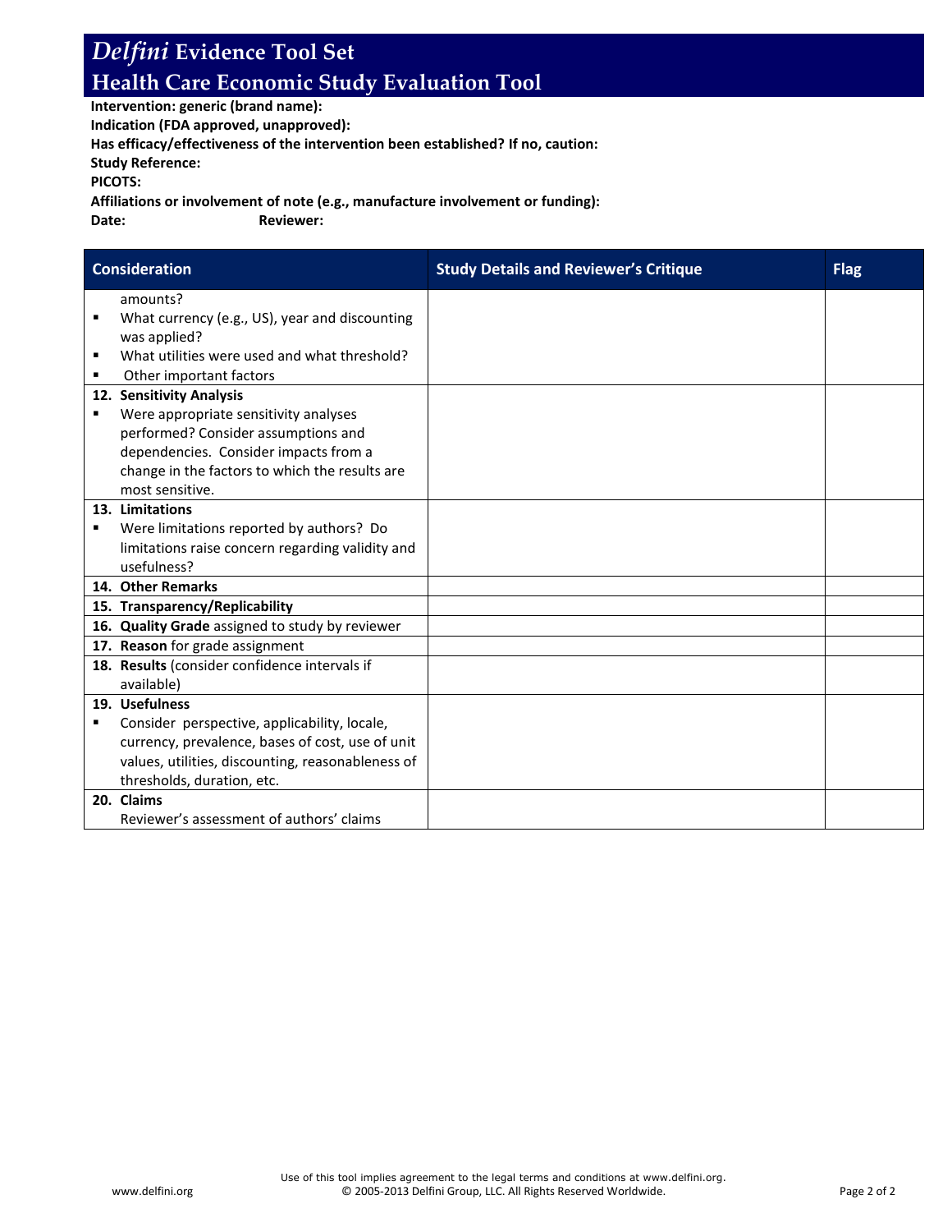# *Delfini* Evidence Tool Set

## Health Care Economic Study Evaluation Tool

**Intervention: generic (brand name):**
**Indication (FDA approved, unapproved):**
**Has efficacy/effectiveness of the intervention been established? If no, caution:**
**Study Reference:**
**PICOTS:**
**Affiliations or involvement of note (e.g., manufacture involvement or funding):**
**Date:** **Reviewer:**

| Consideration | Study Details and Reviewer's Critique | Flag |
|---|---|---|
| amounts?<br>▪ What currency (e.g., US), year and discounting was applied?<br>▪ What utilities were used and what threshold?<br>▪ Other important factors | | |
| **12. Sensitivity Analysis**<br>▪ Were appropriate sensitivity analyses performed? Consider assumptions and dependencies. Consider impacts from a change in the factors to which the results are most sensitive. | | |
| **13. Limitations**<br>▪ Were limitations reported by authors? Do limitations raise concern regarding validity and usefulness? | | |
| **14. Other Remarks** | | |
| **15. Transparency/Replicability** | | |
| **16. Quality Grade** assigned to study by reviewer | | |
| **17. Reason** for grade assignment | | |
| **18. Results** (consider confidence intervals if available) | | |
| **19. Usefulness**<br>▪ Consider perspective, applicability, locale, currency, prevalence, bases of cost, use of unit values, utilities, discounting, reasonableness of thresholds, duration, etc. | | |
| **20. Claims**<br>Reviewer's assessment of authors' claims | | |

Use of this tool implies agreement to the legal terms and conditions at www.delfini.org.
© 2005-2013 Delfini Group, LLC. All Rights Reserved Worldwide.